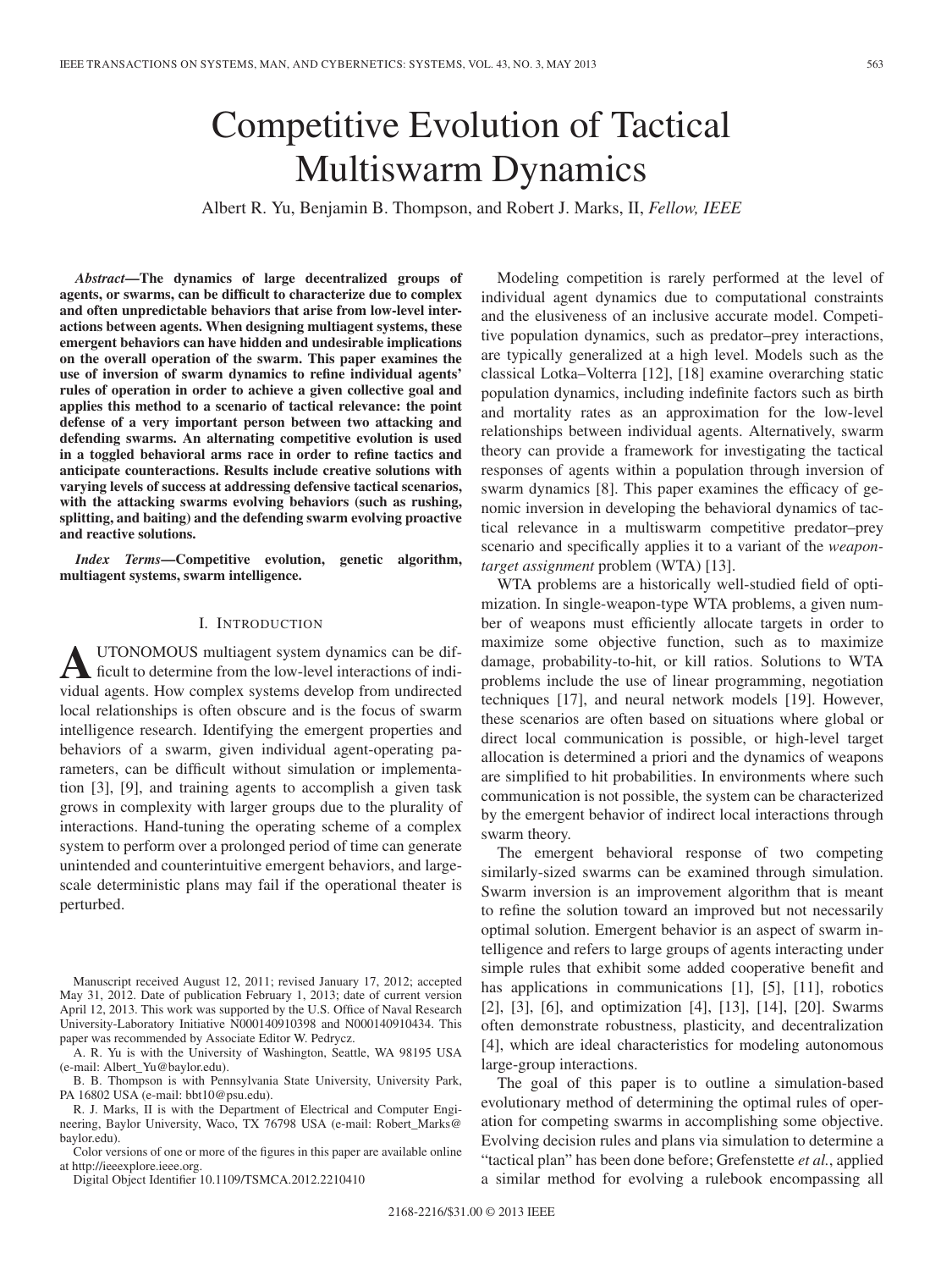# Competitive Evolution of Tactical Multiswarm Dynamics

Albert R. Yu, Benjamin B. Thompson, and Robert J. Marks, II, *Fellow, IEEE*

***Abstract*—The dynamics of large decentralized groups of agents, or swarms, can be difficult to characterize due to complex and often unpredictable behaviors that arise from low-level interactions between agents. When designing multiagent systems, these emergent behaviors can have hidden and undesirable implications on the overall operation of the swarm. This paper examines the use of inversion of swarm dynamics to refine individual agents' rules of operation in order to achieve a given collective goal and applies this method to a scenario of tactical relevance: the point defense of a very important person between two attacking and defending swarms. An alternating competitive evolution is used in a toggled behavioral arms race in order to refine tactics and anticipate counteractions. Results include creative solutions with varying levels of success at addressing defensive tactical scenarios, with the attacking swarms evolving behaviors (such as rushing, splitting, and baiting) and the defending swarm evolving proactive and reactive solutions.**

***Index Terms*—Competitive evolution, genetic algorithm, multiagent systems, swarm intelligence.**

## I. Introduction

Autonomous multiagent system dynamics can be difficult to determine from the low-level interactions of individual agents. How complex systems develop from undirected local relationships is often obscure and is the focus of swarm intelligence research. Identifying the emergent properties and behaviors of a swarm, given individual agent-operating parameters, can be difficult without simulation or implementation [3], [9], and training agents to accomplish a given task grows in complexity with larger groups due to the plurality of interactions. Hand-tuning the operating scheme of a complex system to perform over a prolonged period of time can generate unintended and counterintuitive emergent behaviors, and large-scale deterministic plans may fail if the operational theater is perturbed.

Modeling competition is rarely performed at the level of individual agent dynamics due to computational constraints and the elusiveness of an inclusive accurate model. Competitive population dynamics, such as predator–prey interactions, are typically generalized at a high level. Models such as the classical Lotka–Volterra [12], [18] examine overarching static population dynamics, including indefinite factors such as birth and mortality rates as an approximation for the low-level relationships between individual agents. Alternatively, swarm theory can provide a framework for investigating the tactical responses of agents within a population through inversion of swarm dynamics [8]. This paper examines the efficacy of genomic inversion in developing the behavioral dynamics of tactical relevance in a multiswarm competitive predator–prey scenario and specifically applies it to a variant of the *weapon-target assignment* problem (WTA) [13].

WTA problems are a historically well-studied field of optimization. In single-weapon-type WTA problems, a given number of weapons must efficiently allocate targets in order to maximize some objective function, such as to maximize damage, probability-to-hit, or kill ratios. Solutions to WTA problems include the use of linear programming, negotiation techniques [17], and neural network models [19]. However, these scenarios are often based on situations where global or direct local communication is possible, or high-level target allocation is determined a priori and the dynamics of weapons are simplified to hit probabilities. In environments where such communication is not possible, the system can be characterized by the emergent behavior of indirect local interactions through swarm theory.

The emergent behavioral response of two competing similarly-sized swarms can be examined through simulation. Swarm inversion is an improvement algorithm that is meant to refine the solution toward an improved but not necessarily optimal solution. Emergent behavior is an aspect of swarm intelligence and refers to large groups of agents interacting under simple rules that exhibit some added cooperative benefit and has applications in communications [1], [5], [11], robotics [2], [3], [6], and optimization [4], [13], [14], [20]. Swarms often demonstrate robustness, plasticity, and decentralization [4], which are ideal characteristics for modeling autonomous large-group interactions.

The goal of this paper is to outline a simulation-based evolutionary method of determining the optimal rules of operation for competing swarms in accomplishing some objective. Evolving decision rules and plans via simulation to determine a "tactical plan" has been done before; Grefenstette *et al.*, applied a similar method for evolving a rulebook encompassing all

---

Manuscript received August 12, 2011; revised January 17, 2012; accepted May 31, 2012. Date of publication February 1, 2013; date of current version April 12, 2013. This work was supported by the U.S. Office of Naval Research University-Laboratory Initiative N000140910398 and N000140910434. This paper was recommended by Associate Editor W. Pedrycz.

A. R. Yu is with the University of Washington, Seattle, WA 98195 USA (e-mail: Albert_Yu@baylor.edu).

B. B. Thompson is with Pennsylvania State University, University Park, PA 16802 USA (e-mail: bbt10@psu.edu).

R. J. Marks, II is with the Department of Electrical and Computer Engineering, Baylor University, Waco, TX 76798 USA (e-mail: Robert_Marks@baylor.edu).

Color versions of one or more of the figures in this paper are available online at http://ieeexplore.ieee.org.

Digital Object Identifier 10.1109/TSMCA.2012.2210410

2168-2216/$31.00 © 2013 IEEE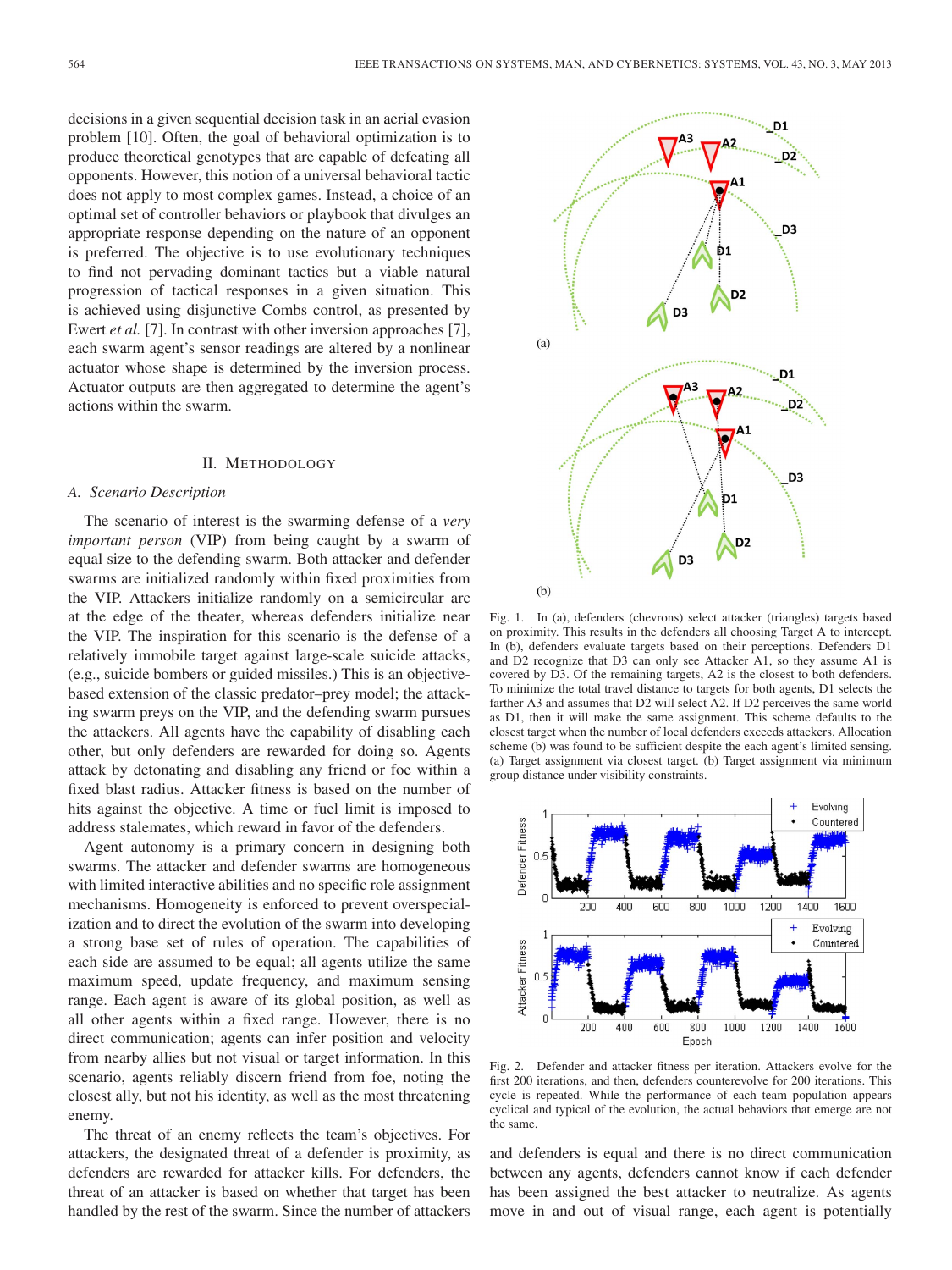decisions in a given sequential decision task in an aerial evasion problem [10]. Often, the goal of behavioral optimization is to produce theoretical genotypes that are capable of defeating all opponents. However, this notion of a universal behavioral tactic does not apply to most complex games. Instead, a choice of an optimal set of controller behaviors or playbook that divulges an appropriate response depending on the nature of an opponent is preferred. The objective is to use evolutionary techniques to find not pervading dominant tactics but a viable natural progression of tactical responses in a given situation. This is achieved using disjunctive Combs control, as presented by Ewert *et al.* [7]. In contrast with other inversion approaches [7], each swarm agent's sensor readings are altered by a nonlinear actuator whose shape is determined by the inversion process. Actuator outputs are then aggregated to determine the agent's actions within the swarm.

## II. Methodology

### A. Scenario Description

The scenario of interest is the swarming defense of a *very important person* (VIP) from being caught by a swarm of equal size to the defending swarm. Both attacker and defender swarms are initialized randomly within fixed proximities from the VIP. Attackers initialize randomly on a semicircular arc at the edge of the theater, whereas defenders initialize near the VIP. The inspiration for this scenario is the defense of a relatively immobile target against large-scale suicide attacks, (e.g., suicide bombers or guided missiles.) This is an objective-based extension of the classic predator–prey model; the attacking swarm preys on the VIP, and the defending swarm pursues the attackers. All agents have the capability of disabling each other, but only defenders are rewarded for doing so. Agents attack by detonating and disabling any friend or foe within a fixed blast radius. Attacker fitness is based on the number of hits against the objective. A time or fuel limit is imposed to address stalemates, which reward in favor of the defenders.

Agent autonomy is a primary concern in designing both swarms. The attacker and defender swarms are homogeneous with limited interactive abilities and no specific role assignment mechanisms. Homogeneity is enforced to prevent overspecialization and to direct the evolution of the swarm into developing a strong base set of rules of operation. The capabilities of each side are assumed to be equal; all agents utilize the same maximum speed, update frequency, and maximum sensing range. Each agent is aware of its global position, as well as all other agents within a fixed range. However, there is no direct communication; agents can infer position and velocity from nearby allies but not visual or target information. In this scenario, agents reliably discern friend from foe, noting the closest ally, but not his identity, as well as the most threatening enemy.

The threat of an enemy reflects the team's objectives. For attackers, the designated threat of a defender is proximity, as defenders are rewarded for attacker kills. For defenders, the threat of an attacker is based on whether that target has been handled by the rest of the swarm. Since the number of attackers and defenders is equal and there is no direct communication between any agents, defenders cannot know if each defender has been assigned the best attacker to neutralize. As agents move in and out of visual range, each agent is potentially

Fig. 1. In (a), defenders (chevrons) select attacker (triangles) targets based on proximity. This results in the defenders all choosing Target A to intercept. In (b), defenders evaluate targets based on their perceptions. Defenders D1 and D2 recognize that D3 can only see Attacker A1, so they assume A1 is covered by D3. Of the remaining targets, A2 is the closest to both defenders. To minimize the total travel distance to targets for both agents, D1 selects the farther A3 and assumes that D2 will select A2. If D2 perceives the same world as D1, then it will make the same assignment. This scheme defaults to the closest target when the number of local defenders exceeds attackers. Allocation scheme (b) was found to be sufficient despite the each agent's limited sensing. (a) Target assignment via closest target. (b) Target assignment via minimum group distance under visibility constraints.

Fig. 2. Defender and attacker fitness per iteration. Attackers evolve for the first 200 iterations, and then, defenders counterevolve for 200 iterations. This cycle is repeated. While the performance of each team population appears cyclical and typical of the evolution, the actual behaviors that emerge are not the same.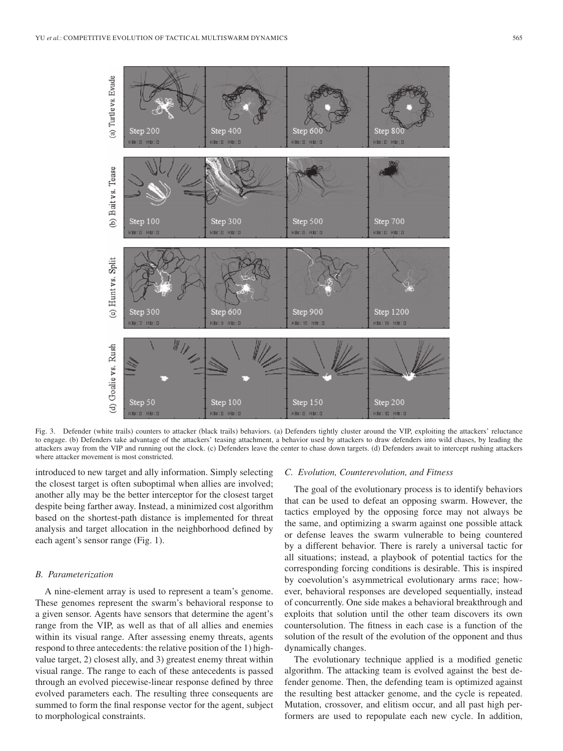Fig. 3. Defender (white trails) counters to attacker (black trails) behaviors. (a) Defenders tightly cluster around the VIP, exploiting the attackers' reluctance to engage. (b) Defenders take advantage of the attackers' teasing attachment, a behavior used by attackers to draw defenders into wild chases, by leading the attackers away from the VIP and running out the clock. (c) Defenders leave the center to chase down targets. (d) Defenders await to intercept rushing attackers where attacker movement is most constricted.

introduced to new target and ally information. Simply selecting the closest target is often suboptimal when allies are involved; another ally may be the better interceptor for the closest target despite being farther away. Instead, a minimized cost algorithm based on the shortest-path distance is implemented for threat analysis and target allocation in the neighborhood defined by each agent's sensor range (Fig. 1).

### B. Parameterization

A nine-element array is used to represent a team's genome. These genomes represent the swarm's behavioral response to a given sensor. Agents have sensors that determine the agent's range from the VIP, as well as that of all allies and enemies within its visual range. After assessing enemy threats, agents respond to three antecedents: the relative position of the 1) high-value target, 2) closest ally, and 3) greatest enemy threat within visual range. The range to each of these antecedents is passed through an evolved piecewise-linear response defined by three evolved parameters each. The resulting three consequents are summed to form the final response vector for the agent, subject to morphological constraints.

### C. Evolution, Counterevolution, and Fitness

The goal of the evolutionary process is to identify behaviors that can be used to defeat an opposing swarm. However, the tactics employed by the opposing force may not always be the same, and optimizing a swarm against one possible attack or defense leaves the swarm vulnerable to being countered by a different behavior. There is rarely a universal tactic for all situations; instead, a playbook of potential tactics for the corresponding forcing conditions is desirable. This is inspired by coevolution's asymmetrical evolutionary arms race; however, behavioral responses are developed sequentially, instead of concurrently. One side makes a behavioral breakthrough and exploits that solution until the other team discovers its own countersolution. The fitness in each case is a function of the solution of the result of the evolution of the opponent and thus dynamically changes.

The evolutionary technique applied is a modified genetic algorithm. The attacking team is evolved against the best defender genome. Then, the defending team is optimized against the resulting best attacker genome, and the cycle is repeated. Mutation, crossover, and elitism occur, and all past high performers are used to repopulate each new cycle. In addition,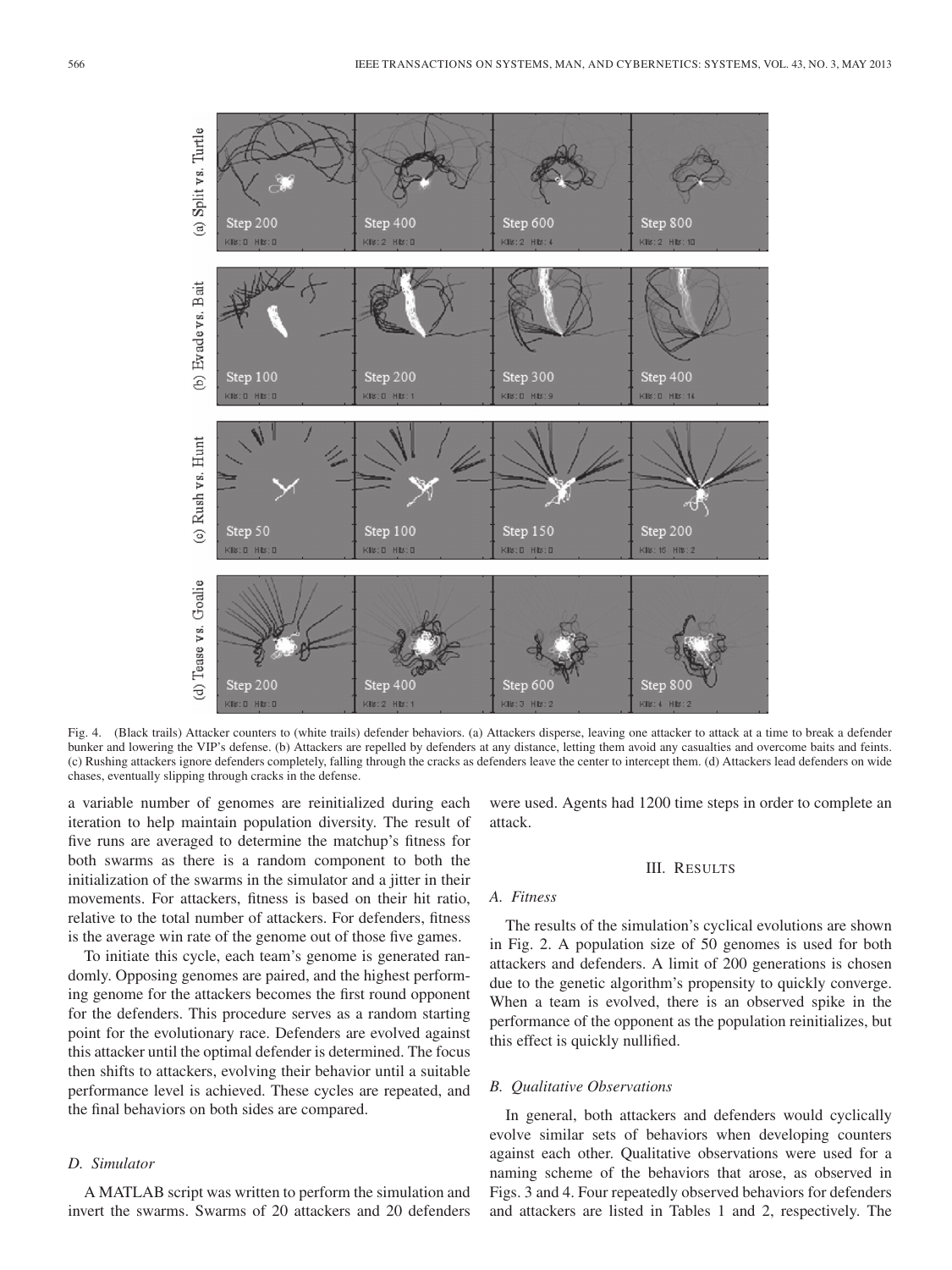Fig. 4. (Black trails) Attacker counters to (white trails) defender behaviors. (a) Attackers disperse, leaving one attacker to attack at a time to break a defender bunker and lowering the VIP's defense. (b) Attackers are repelled by defenders at any distance, letting them avoid any casualties and overcome baits and feints. (c) Rushing attackers ignore defenders completely, falling through the cracks as defenders leave the center to intercept them. (d) Attackers lead defenders on wide chases, eventually slipping through cracks in the defense.

a variable number of genomes are reinitialized during each iteration to help maintain population diversity. The result of five runs are averaged to determine the matchup's fitness for both swarms as there is a random component to both the initialization of the swarms in the simulator and a jitter in their movements. For attackers, fitness is based on their hit ratio, relative to the total number of attackers. For defenders, fitness is the average win rate of the genome out of those five games.

To initiate this cycle, each team's genome is generated randomly. Opposing genomes are paired, and the highest performing genome for the attackers becomes the first round opponent for the defenders. This procedure serves as a random starting point for the evolutionary race. Defenders are evolved against this attacker until the optimal defender is determined. The focus then shifts to attackers, evolving their behavior until a suitable performance level is achieved. These cycles are repeated, and the final behaviors on both sides are compared.

### D. Simulator

A MATLAB script was written to perform the simulation and invert the swarms. Swarms of 20 attackers and 20 defenders were used. Agents had 1200 time steps in order to complete an attack.

## III. Results

### A. Fitness

The results of the simulation's cyclical evolutions are shown in Fig. 2. A population size of 50 genomes is used for both attackers and defenders. A limit of 200 generations is chosen due to the genetic algorithm's propensity to quickly converge. When a team is evolved, there is an observed spike in the performance of the opponent as the population reinitializes, but this effect is quickly nullified.

### B. Qualitative Observations

In general, both attackers and defenders would cyclically evolve similar sets of behaviors when developing counters against each other. Qualitative observations were used for a naming scheme of the behaviors that arose, as observed in Figs. 3 and 4. Four repeatedly observed behaviors for defenders and attackers are listed in Tables 1 and 2, respectively. The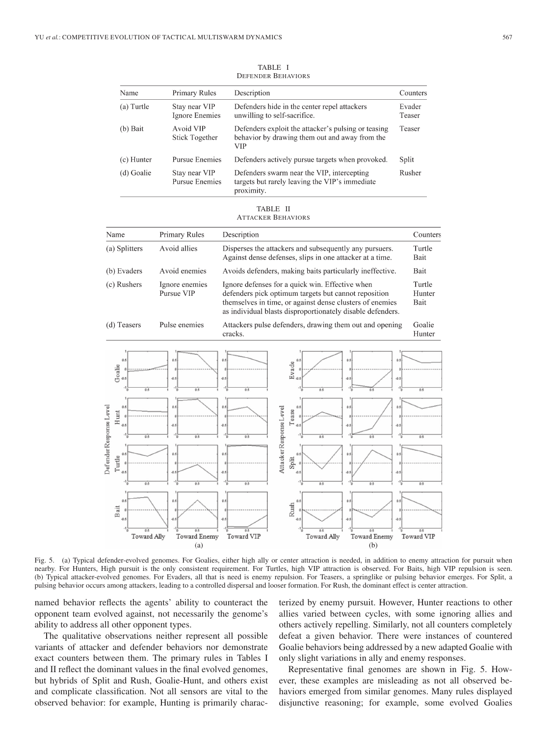TABLE I
DEFENDER BEHAVIORS

| Name | Primary Rules | Description | Counters |
|---|---|---|---|
| (a) Turtle | Stay near VIP<br>Ignore Enemies | Defenders hide in the center repel attackers unwilling to self-sacrifice. | Evader<br>Teaser |
| (b) Bait | Avoid VIP<br>Stick Together | Defenders exploit the attacker's pulsing or teasing behavior by drawing them out and away from the VIP | Teaser |
| (c) Hunter | Pursue Enemies | Defenders actively pursue targets when provoked. | Split |
| (d) Goalie | Stay near VIP<br>Pursue Enemies | Defenders swarm near the VIP, intercepting targets but rarely leaving the VIP's immediate proximity. | Rusher |

TABLE II
ATTACKER BEHAVIORS

| Name | Primary Rules | Description | Counters |
|---|---|---|---|
| (a) Splitters | Avoid allies | Disperses the attackers and subsequently any pursuers. Against dense defenses, slips in one attacker at a time. | Turtle<br>Bait |
| (b) Evaders | Avoid enemies | Avoids defenders, making baits particularly ineffective. | Bait |
| (c) Rushers | Ignore enemies<br>Pursue VIP | Ignore defenses for a quick win. Effective when defenders pick optimum targets but cannot reposition themselves in time, or against dense clusters of enemies as individual blasts disproportionately disable defenders. | Turtle<br>Hunter<br>Bait |
| (d) Teasers | Pulse enemies | Attackers pulse defenders, drawing them out and opening cracks. | Goalie<br>Hunter |

Fig. 5. (a) Typical defender-evolved genomes. For Goalies, either high ally or center attraction is needed, in addition to enemy attraction for pursuit when nearby. For Hunters, High pursuit is the only consistent requirement. For Turtles, high VIP attraction is observed. For Baits, high VIP repulsion is seen. (b) Typical attacker-evolved genomes. For Evaders, all that is need is enemy repulsion. For Teasers, a springlike or pulsing behavior emerges. For Split, a pulsing behavior occurs among attackers, leading to a controlled dispersal and looser formation. For Rush, the dominant effect is center attraction.

named behavior reflects the agents' ability to counteract the opponent team evolved against, not necessarily the genome's ability to address all other opponent types.

The qualitative observations neither represent all possible variants of attacker and defender behaviors nor demonstrate exact counters between them. The primary rules in Tables I and II reflect the dominant values in the final evolved genomes, but hybrids of Split and Rush, Goalie-Hunt, and others exist and complicate classification. Not all sensors are vital to the observed behavior: for example, Hunting is primarily characterized by enemy pursuit. However, Hunter reactions to other allies varied between cycles, with some ignoring allies and others actively repelling. Similarly, not all counters completely defeat a given behavior. There were instances of countered Goalie behaviors being addressed by a new adapted Goalie with only slight variations in ally and enemy responses.

Representative final genomes are shown in Fig. 5. However, these examples are misleading as not all observed behaviors emerged from similar genomes. Many rules displayed disjunctive reasoning; for example, some evolved Goalies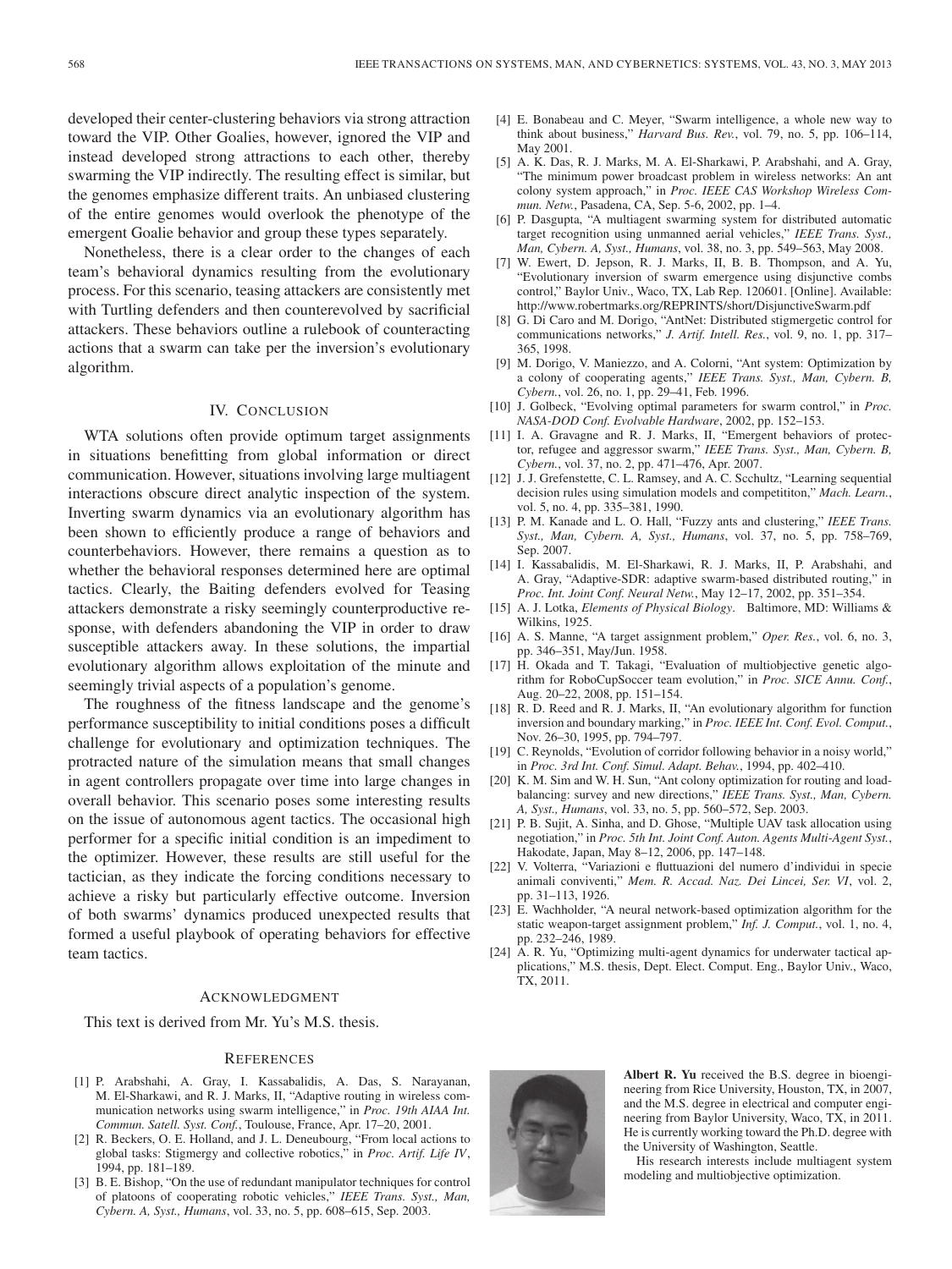developed their center-clustering behaviors via strong attraction toward the VIP. Other Goalies, however, ignored the VIP and instead developed strong attractions to each other, thereby swarming the VIP indirectly. The resulting effect is similar, but the genomes emphasize different traits. An unbiased clustering of the entire genomes would overlook the phenotype of the emergent Goalie behavior and group these types separately.

Nonetheless, there is a clear order to the changes of each team's behavioral dynamics resulting from the evolutionary process. For this scenario, teasing attackers are consistently met with Turtling defenders and then counterevolved by sacrificial attackers. These behaviors outline a rulebook of counteracting actions that a swarm can take per the inversion's evolutionary algorithm.

## IV. Conclusion

WTA solutions often provide optimum target assignments in situations benefitting from global information or direct communication. However, situations involving large multiagent interactions obscure direct analytic inspection of the system. Inverting swarm dynamics via an evolutionary algorithm has been shown to efficiently produce a range of behaviors and counterbehaviors. However, there remains a question as to whether the behavioral responses determined here are optimal tactics. Clearly, the Baiting defenders evolved for Teasing attackers demonstrate a risky seemingly counterproductive response, with defenders abandoning the VIP in order to draw susceptible attackers away. In these solutions, the impartial evolutionary algorithm allows exploitation of the minute and seemingly trivial aspects of a population's genome.

The roughness of the fitness landscape and the genome's performance susceptibility to initial conditions poses a difficult challenge for evolutionary and optimization techniques. The protracted nature of the simulation means that small changes in agent controllers propagate over time into large changes in overall behavior. This scenario poses some interesting results on the issue of autonomous agent tactics. The occasional high performer for a specific initial condition is an impediment to the optimizer. However, these results are still useful for the tactician, as they indicate the forcing conditions necessary to achieve a risky but particularly effective outcome. Inversion of both swarms' dynamics produced unexpected results that formed a useful playbook of operating behaviors for effective team tactics.

## Acknowledgment

This text is derived from Mr. Yu's M.S. thesis.

## References

[1] P. Arabshahi, A. Gray, I. Kassabalidis, A. Das, S. Narayanan, M. El-Sharkawi, and R. J. Marks, II, "Adaptive routing in wireless communication networks using swarm intelligence," in *Proc. 19th AIAA Int. Commun. Satell. Syst. Conf.*, Toulouse, France, Apr. 17–20, 2001.

[2] R. Beckers, O. E. Holland, and J. L. Deneubourg, "From local actions to global tasks: Stigmergy and collective robotics," in *Proc. Artif. Life IV*, 1994, pp. 181–189.

[3] B. E. Bishop, "On the use of redundant manipulator techniques for control of platoons of cooperating robotic vehicles," *IEEE Trans. Syst., Man, Cybern. A, Syst., Humans*, vol. 33, no. 5, pp. 608–615, Sep. 2003.

[4] E. Bonabeau and C. Meyer, "Swarm intelligence, a whole new way to think about business," *Harvard Bus. Rev.*, vol. 79, no. 5, pp. 106–114, May 2001.

[5] A. K. Das, R. J. Marks, M. A. El-Sharkawi, P. Arabshahi, and A. Gray, "The minimum power broadcast problem in wireless networks: An ant colony system approach," in *Proc. IEEE CAS Workshop Wireless Commun. Netw.*, Pasadena, CA, Sep. 5-6, 2002, pp. 1–4.

[6] P. Dasgupta, "A multiagent swarming system for distributed automatic target recognition using unmanned aerial vehicles," *IEEE Trans. Syst., Man, Cybern. A, Syst., Humans*, vol. 38, no. 3, pp. 549–563, May 2008.

[7] W. Ewert, D. Jepson, R. J. Marks, II, B. B. Thompson, and A. Yu, "Evolutionary inversion of swarm emergence using disjunctive combs control," Baylor Univ., Waco, TX, Lab Rep. 120601. [Online]. Available: http://www.robertmarks.org/REPRINTS/short/DisjunctiveSwarm.pdf

[8] G. Di Caro and M. Dorigo, "AntNet: Distributed stigmergetic control for communications networks," *J. Artif. Intell. Res.*, vol. 9, no. 1, pp. 317–365, 1998.

[9] M. Dorigo, V. Maniezzo, and A. Colorni, "Ant system: Optimization by a colony of cooperating agents," *IEEE Trans. Syst., Man, Cybern. B, Cybern.*, vol. 26, no. 1, pp. 29–41, Feb. 1996.

[10] J. Golbeck, "Evolving optimal parameters for swarm control," in *Proc. NASA-DOD Conf. Evolvable Hardware*, 2002, pp. 152–153.

[11] I. A. Gravagne and R. J. Marks, II, "Emergent behaviors of protector, refugee and aggressor swarm," *IEEE Trans. Syst., Man, Cybern. B, Cybern.*, vol. 37, no. 2, pp. 471–476, Apr. 2007.

[12] J. J. Grefenstette, C. L. Ramsey, and A. C. Scchultz, "Learning sequential decision rules using simulation models and competititon," *Mach. Learn.*, vol. 5, no. 4, pp. 335–381, 1990.

[13] P. M. Kanade and L. O. Hall, "Fuzzy ants and clustering," *IEEE Trans. Syst., Man, Cybern. A, Syst., Humans*, vol. 37, no. 5, pp. 758–769, Sep. 2007.

[14] I. Kassabalidis, M. El-Sharkawi, R. J. Marks, II, P. Arabshahi, and A. Gray, "Adaptive-SDR: adaptive swarm-based distributed routing," in *Proc. Int. Joint Conf. Neural Netw.*, May 12–17, 2002, pp. 351–354.

[15] A. J. Lotka, *Elements of Physical Biology*. Baltimore, MD: Williams & Wilkins, 1925.

[16] A. S. Manne, "A target assignment problem," *Oper. Res.*, vol. 6, no. 3, pp. 346–351, May/Jun. 1958.

[17] H. Okada and T. Takagi, "Evaluation of multiobjective genetic algorithm for RoboCupSoccer team evolution," in *Proc. SICE Annu. Conf.*, Aug. 20–22, 2008, pp. 151–154.

[18] R. D. Reed and R. J. Marks, II, "An evolutionary algorithm for function inversion and boundary marking," in *Proc. IEEE Int. Conf. Evol. Comput.*, Nov. 26–30, 1995, pp. 794–797.

[19] C. Reynolds, "Evolution of corridor following behavior in a noisy world," in *Proc. 3rd Int. Conf. Simul. Adapt. Behav.*, 1994, pp. 402–410.

[20] K. M. Sim and W. H. Sun, "Ant colony optimization for routing and load-balancing: survey and new directions," *IEEE Trans. Syst., Man, Cybern. A, Syst., Humans*, vol. 33, no. 5, pp. 560–572, Sep. 2003.

[21] P. B. Sujit, A. Sinha, and D. Ghose, "Multiple UAV task allocation using negotiation," in *Proc. 5th Int. Joint Conf. Auton. Agents Multi-Agent Syst.*, Hakodate, Japan, May 8–12, 2006, pp. 147–148.

[22] V. Volterra, "Variazioni e fluttuazioni del numero d'individui in specie animali conviventi," *Mem. R. Accad. Naz. Dei Lincei, Ser. VI*, vol. 2, pp. 31–113, 1926.

[23] E. Wachholder, "A neural network-based optimization algorithm for the static weapon-target assignment problem," *Inf. J. Comput.*, vol. 1, no. 4, pp. 232–246, 1989.

[24] A. R. Yu, "Optimizing multi-agent dynamics for underwater tactical applications," M.S. thesis, Dept. Elect. Comput. Eng., Baylor Univ., Waco, TX, 2011.

**Albert R. Yu** received the B.S. degree in bioengineering from Rice University, Houston, TX, in 2007, and the M.S. degree in electrical and computer engineering from Baylor University, Waco, TX, in 2011. He is currently working toward the Ph.D. degree with the University of Washington, Seattle.

His research interests include multiagent system modeling and multiobjective optimization.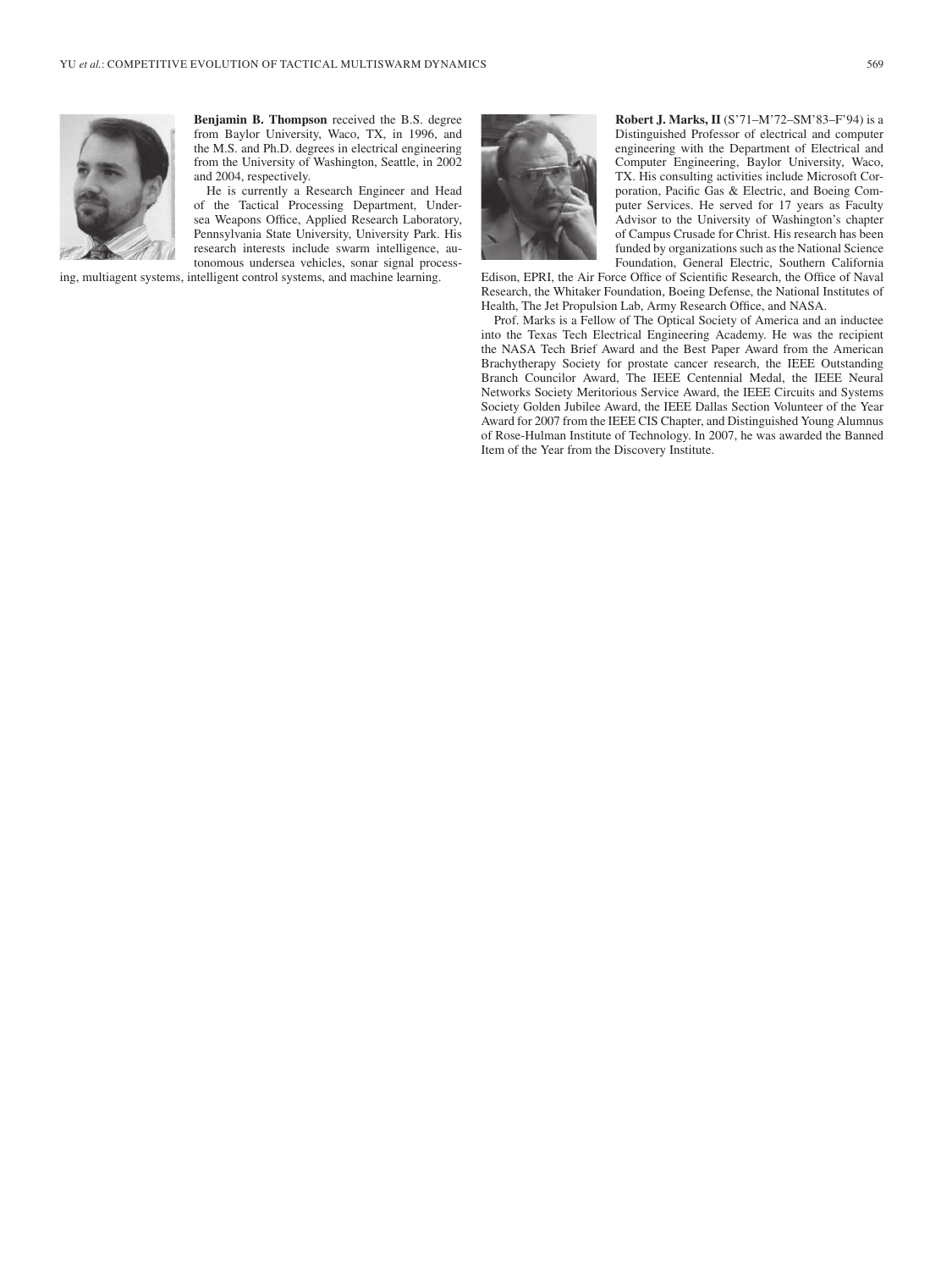**Benjamin B. Thompson** received the B.S. degree from Baylor University, Waco, TX, in 1996, and the M.S. and Ph.D. degrees in electrical engineering from the University of Washington, Seattle, in 2002 and 2004, respectively.

He is currently a Research Engineer and Head of the Tactical Processing Department, Undersea Weapons Office, Applied Research Laboratory, Pennsylvania State University, University Park. His research interests include swarm intelligence, autonomous undersea vehicles, sonar signal processing, multiagent systems, intelligent control systems, and machine learning.

**Robert J. Marks, II** (S'71–M'72–SM'83–F'94) is a Distinguished Professor of electrical and computer engineering with the Department of Electrical and Computer Engineering, Baylor University, Waco, TX. His consulting activities include Microsoft Corporation, Pacific Gas & Electric, and Boeing Computer Services. He served for 17 years as Faculty Advisor to the University of Washington's chapter of Campus Crusade for Christ. His research has been funded by organizations such as the National Science Foundation, General Electric, Southern California Edison, EPRI, the Air Force Office of Scientific Research, the Office of Naval Research, the Whitaker Foundation, Boeing Defense, the National Institutes of Health, The Jet Propulsion Lab, Army Research Office, and NASA.

Prof. Marks is a Fellow of The Optical Society of America and an inductee into the Texas Tech Electrical Engineering Academy. He was the recipient the NASA Tech Brief Award and the Best Paper Award from the American Brachytherapy Society for prostate cancer research, the IEEE Outstanding Branch Councilor Award, The IEEE Centennial Medal, the IEEE Neural Networks Society Meritorious Service Award, the IEEE Circuits and Systems Society Golden Jubilee Award, the IEEE Dallas Section Volunteer of the Year Award for 2007 from the IEEE CIS Chapter, and Distinguished Young Alumnus of Rose-Hulman Institute of Technology. In 2007, he was awarded the Banned Item of the Year from the Discovery Institute.